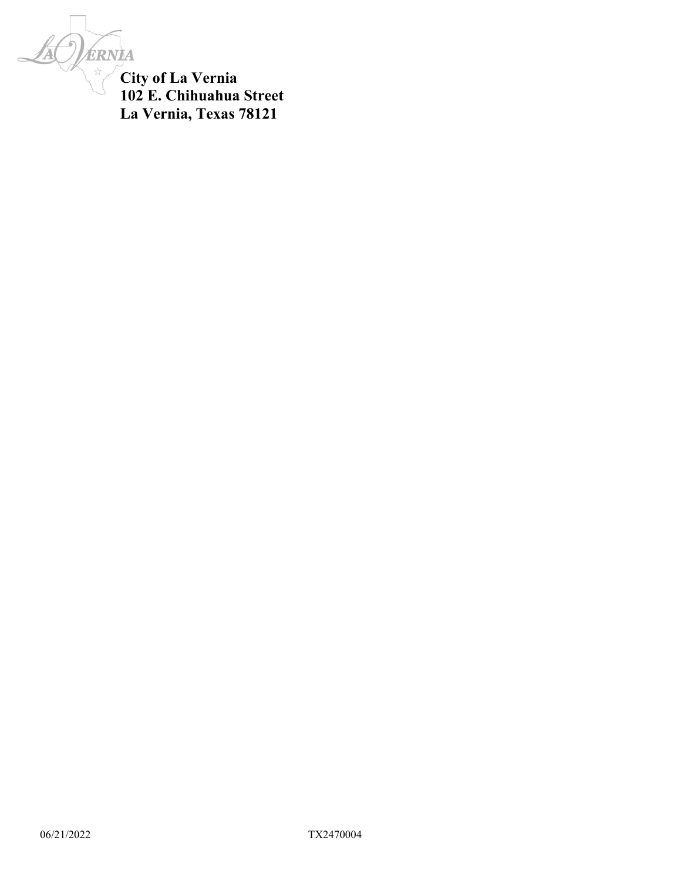**City of La Vernia**
**102 E. Chihuahua Street**
**La Vernia, Texas 78121**

06/21/2022 TX2470004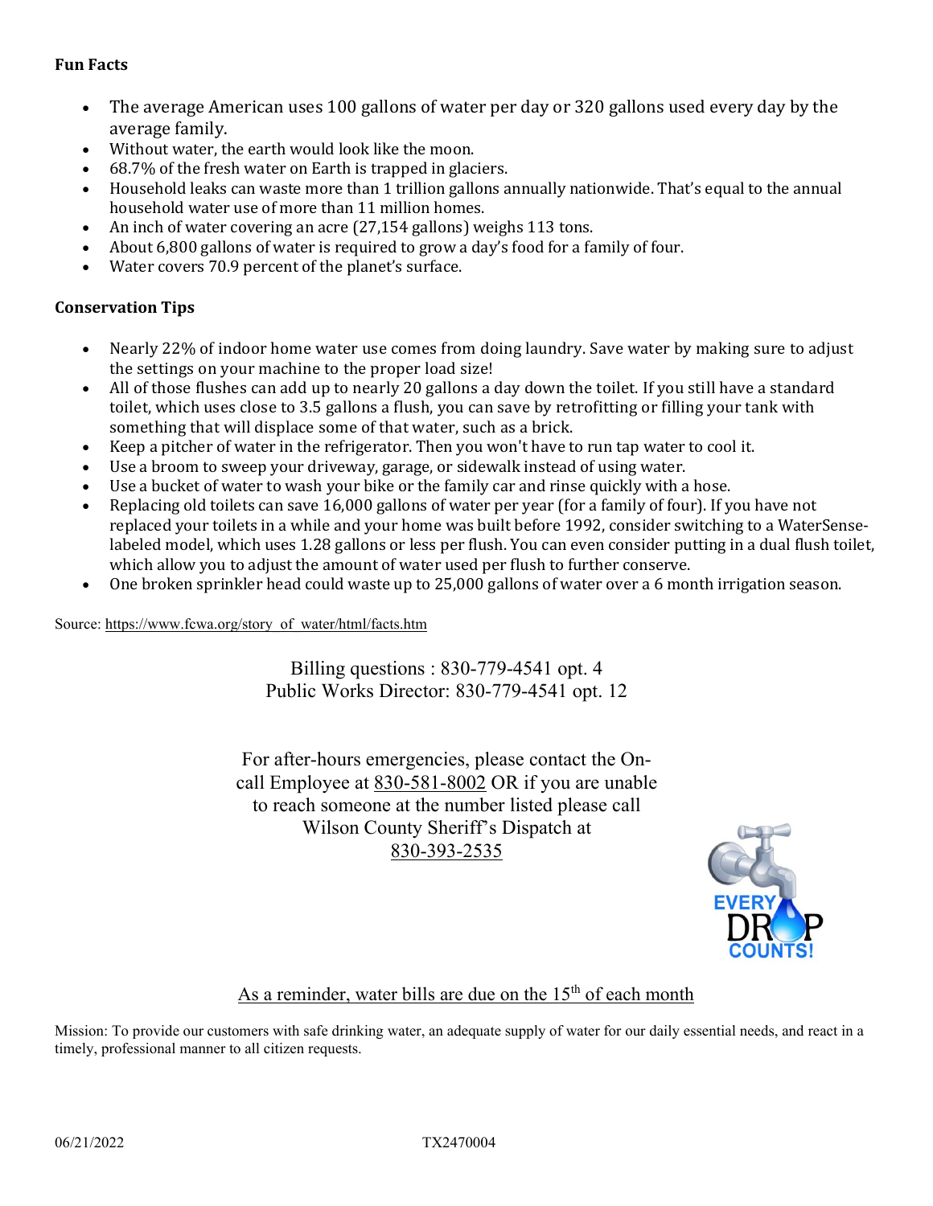**Fun Facts**

- The average American uses 100 gallons of water per day or 320 gallons used every day by the average family.
- Without water, the earth would look like the moon.
- 68.7% of the fresh water on Earth is trapped in glaciers.
- Household leaks can waste more than 1 trillion gallons annually nationwide. That's equal to the annual household water use of more than 11 million homes.
- An inch of water covering an acre (27,154 gallons) weighs 113 tons.
- About 6,800 gallons of water is required to grow a day's food for a family of four.
- Water covers 70.9 percent of the planet's surface.

**Conservation Tips**

- Nearly 22% of indoor home water use comes from doing laundry. Save water by making sure to adjust the settings on your machine to the proper load size!
- All of those flushes can add up to nearly 20 gallons a day down the toilet. If you still have a standard toilet, which uses close to 3.5 gallons a flush, you can save by retrofitting or filling your tank with something that will displace some of that water, such as a brick.
- Keep a pitcher of water in the refrigerator. Then you won't have to run tap water to cool it.
- Use a broom to sweep your driveway, garage, or sidewalk instead of using water.
- Use a bucket of water to wash your bike or the family car and rinse quickly with a hose.
- Replacing old toilets can save 16,000 gallons of water per year (for a family of four). If you have not replaced your toilets in a while and your home was built before 1992, consider switching to a WaterSense-labeled model, which uses 1.28 gallons or less per flush. You can even consider putting in a dual flush toilet, which allow you to adjust the amount of water used per flush to further conserve.
- One broken sprinkler head could waste up to 25,000 gallons of water over a 6 month irrigation season.

Source: https://www.fcwa.org/story_of_water/html/facts.htm

Billing questions : 830-779-4541 opt. 4
Public Works Director: 830-779-4541 opt. 12

For after-hours emergencies, please contact the On-call Employee at 830-581-8002 OR if you are unable to reach someone at the number listed please call Wilson County Sheriff's Dispatch at 830-393-2535

EVERY DROP COUNTS!

As a reminder, water bills are due on the 15th of each month

Mission: To provide our customers with safe drinking water, an adequate supply of water for our daily essential needs, and react in a timely, professional manner to all citizen requests.

06/21/2022 TX2470004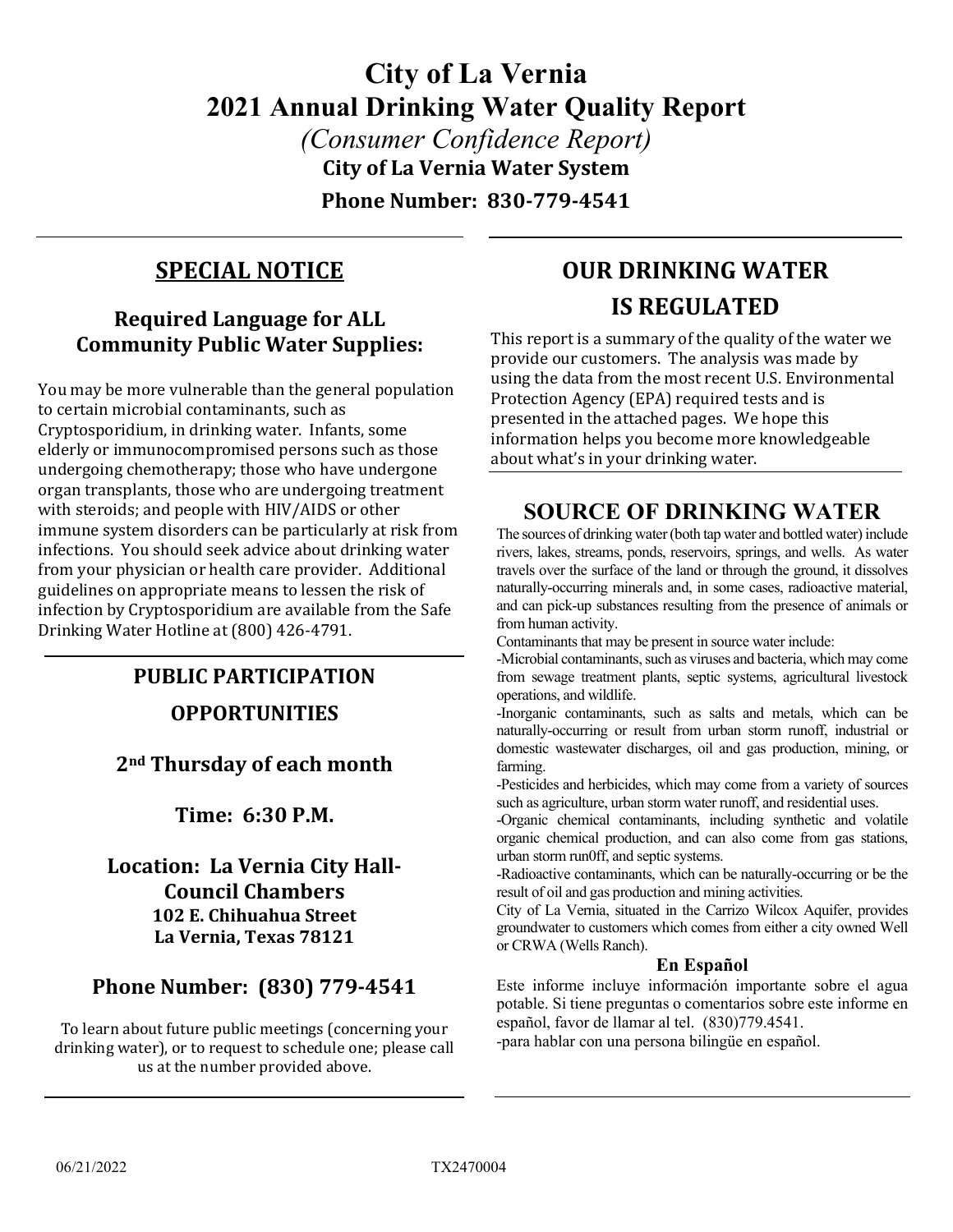# City of La Vernia
# 2021 Annual Drinking Water Quality Report

*(Consumer Confidence Report)*

**City of La Vernia Water System**

**Phone Number: 830-779-4541**

## SPECIAL NOTICE

### Required Language for ALL Community Public Water Supplies:

You may be more vulnerable than the general population to certain microbial contaminants, such as Cryptosporidium, in drinking water. Infants, some elderly or immunocompromised persons such as those undergoing chemotherapy; those who have undergone organ transplants, those who are undergoing treatment with steroids; and people with HIV/AIDS or other immune system disorders can be particularly at risk from infections. You should seek advice about drinking water from your physician or health care provider. Additional guidelines on appropriate means to lessen the risk of infection by Cryptosporidium are available from the Safe Drinking Water Hotline at (800) 426-4791.

## PUBLIC PARTICIPATION OPPORTUNITIES

**2nd Thursday of each month**

**Time: 6:30 P.M.**

**Location: La Vernia City Hall-Council Chambers**
**102 E. Chihuahua Street**
**La Vernia, Texas 78121**

**Phone Number: (830) 779-4541**

To learn about future public meetings (concerning your drinking water), or to request to schedule one; please call us at the number provided above.

## OUR DRINKING WATER IS REGULATED

This report is a summary of the quality of the water we provide our customers. The analysis was made by using the data from the most recent U.S. Environmental Protection Agency (EPA) required tests and is presented in the attached pages. We hope this information helps you become more knowledgeable about what's in your drinking water.

## SOURCE OF DRINKING WATER

The sources of drinking water (both tap water and bottled water) include rivers, lakes, streams, ponds, reservoirs, springs, and wells. As water travels over the surface of the land or through the ground, it dissolves naturally-occurring minerals and, in some cases, radioactive material, and can pick-up substances resulting from the presence of animals or from human activity.

Contaminants that may be present in source water include:

-Microbial contaminants, such as viruses and bacteria, which may come from sewage treatment plants, septic systems, agricultural livestock operations, and wildlife.

-Inorganic contaminants, such as salts and metals, which can be naturally-occurring or result from urban storm runoff, industrial or domestic wastewater discharges, oil and gas production, mining, or farming.

-Pesticides and herbicides, which may come from a variety of sources such as agriculture, urban storm water runoff, and residential uses.

-Organic chemical contaminants, including synthetic and volatile organic chemical production, and can also come from gas stations, urban storm run0ff, and septic systems.

-Radioactive contaminants, which can be naturally-occurring or be the result of oil and gas production and mining activities.

City of La Vernia, situated in the Carrizo Wilcox Aquifer, provides groundwater to customers which comes from either a city owned Well or CRWA (Wells Ranch).

**En Español**

Este informe incluye información importante sobre el agua potable. Si tiene preguntas o comentarios sobre este informe en español, favor de llamar al tel. (830)779.4541.
-para hablar con una persona bilingüe en español.

06/21/2022 TX2470004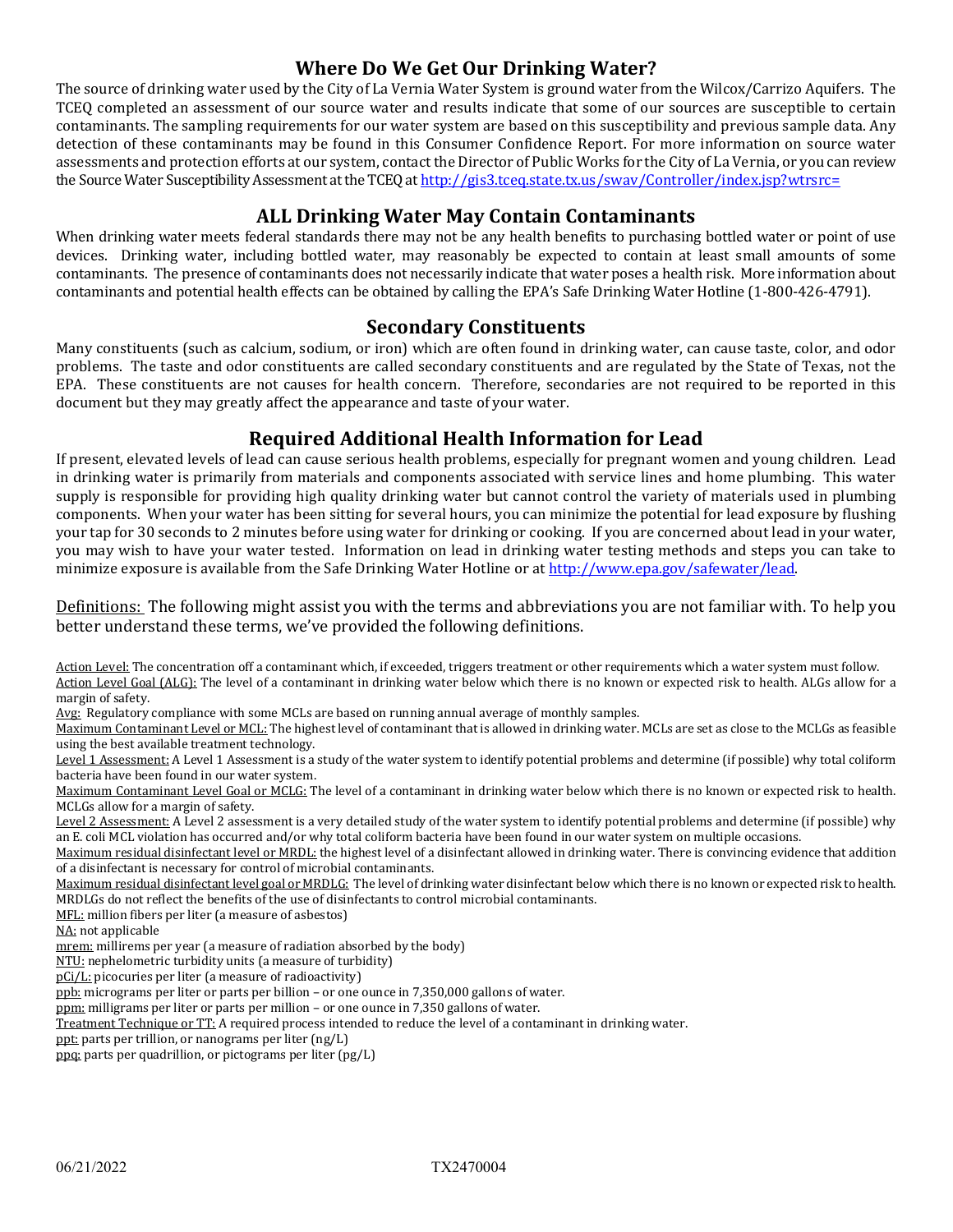## Where Do We Get Our Drinking Water?

The source of drinking water used by the City of La Vernia Water System is ground water from the Wilcox/Carrizo Aquifers. The TCEQ completed an assessment of our source water and results indicate that some of our sources are susceptible to certain contaminants. The sampling requirements for our water system are based on this susceptibility and previous sample data. Any detection of these contaminants may be found in this Consumer Confidence Report. For more information on source water assessments and protection efforts at our system, contact the Director of Public Works for the City of La Vernia, or you can review the Source Water Susceptibility Assessment at the TCEQ at [http://gis3.tceq.state.tx.us/swav/Controller/index.jsp?wtrsrc=](http://gis3.tceq.state.tx.us/swav/Controller/index.jsp?wtrsrc=)

## ALL Drinking Water May Contain Contaminants

When drinking water meets federal standards there may not be any health benefits to purchasing bottled water or point of use devices. Drinking water, including bottled water, may reasonably be expected to contain at least small amounts of some contaminants. The presence of contaminants does not necessarily indicate that water poses a health risk. More information about contaminants and potential health effects can be obtained by calling the EPA's Safe Drinking Water Hotline (1-800-426-4791).

## Secondary Constituents

Many constituents (such as calcium, sodium, or iron) which are often found in drinking water, can cause taste, color, and odor problems. The taste and odor constituents are called secondary constituents and are regulated by the State of Texas, not the EPA. These constituents are not causes for health concern. Therefore, secondaries are not required to be reported in this document but they may greatly affect the appearance and taste of your water.

## Required Additional Health Information for Lead

If present, elevated levels of lead can cause serious health problems, especially for pregnant women and young children. Lead in drinking water is primarily from materials and components associated with service lines and home plumbing. This water supply is responsible for providing high quality drinking water but cannot control the variety of materials used in plumbing components. When your water has been sitting for several hours, you can minimize the potential for lead exposure by flushing your tap for 30 seconds to 2 minutes before using water for drinking or cooking. If you are concerned about lead in your water, you may wish to have your water tested. Information on lead in drinking water testing methods and steps you can take to minimize exposure is available from the Safe Drinking Water Hotline or at [http://www.epa.gov/safewater/lead](http://www.epa.gov/safewater/lead).

Definitions: The following might assist you with the terms and abbreviations you are not familiar with. To help you better understand these terms, we've provided the following definitions.

Action Level: The concentration off a contaminant which, if exceeded, triggers treatment or other requirements which a water system must follow.

Action Level Goal (ALG): The level of a contaminant in drinking water below which there is no known or expected risk to health. ALGs allow for a margin of safety.

Avg: Regulatory compliance with some MCLs are based on running annual average of monthly samples.

Maximum Contaminant Level or MCL: The highest level of contaminant that is allowed in drinking water. MCLs are set as close to the MCLGs as feasible using the best available treatment technology.

Level 1 Assessment: A Level 1 Assessment is a study of the water system to identify potential problems and determine (if possible) why total coliform bacteria have been found in our water system.

Maximum Contaminant Level Goal or MCLG: The level of a contaminant in drinking water below which there is no known or expected risk to health. MCLGs allow for a margin of safety.

Level 2 Assessment: A Level 2 assessment is a very detailed study of the water system to identify potential problems and determine (if possible) why an E. coli MCL violation has occurred and/or why total coliform bacteria have been found in our water system on multiple occasions.

Maximum residual disinfectant level or MRDL: the highest level of a disinfectant allowed in drinking water. There is convincing evidence that addition of a disinfectant is necessary for control of microbial contaminants.

Maximum residual disinfectant level goal or MRDLG: The level of drinking water disinfectant below which there is no known or expected risk to health. MRDLGs do not reflect the benefits of the use of disinfectants to control microbial contaminants.

MFL: million fibers per liter (a measure of asbestos)

NA: not applicable

mrem: millirems per year (a measure of radiation absorbed by the body)

NTU: nephelometric turbidity units (a measure of turbidity)

pCi/L: picocuries per liter (a measure of radioactivity)

ppb: micrograms per liter or parts per billion – or one ounce in 7,350,000 gallons of water.

ppm: milligrams per liter or parts per million – or one ounce in 7,350 gallons of water.

Treatment Technique or TT: A required process intended to reduce the level of a contaminant in drinking water.

ppt: parts per trillion, or nanograms per liter (ng/L)

ppq: parts per quadrillion, or pictograms per liter (pg/L)

06/21/2022 TX2470004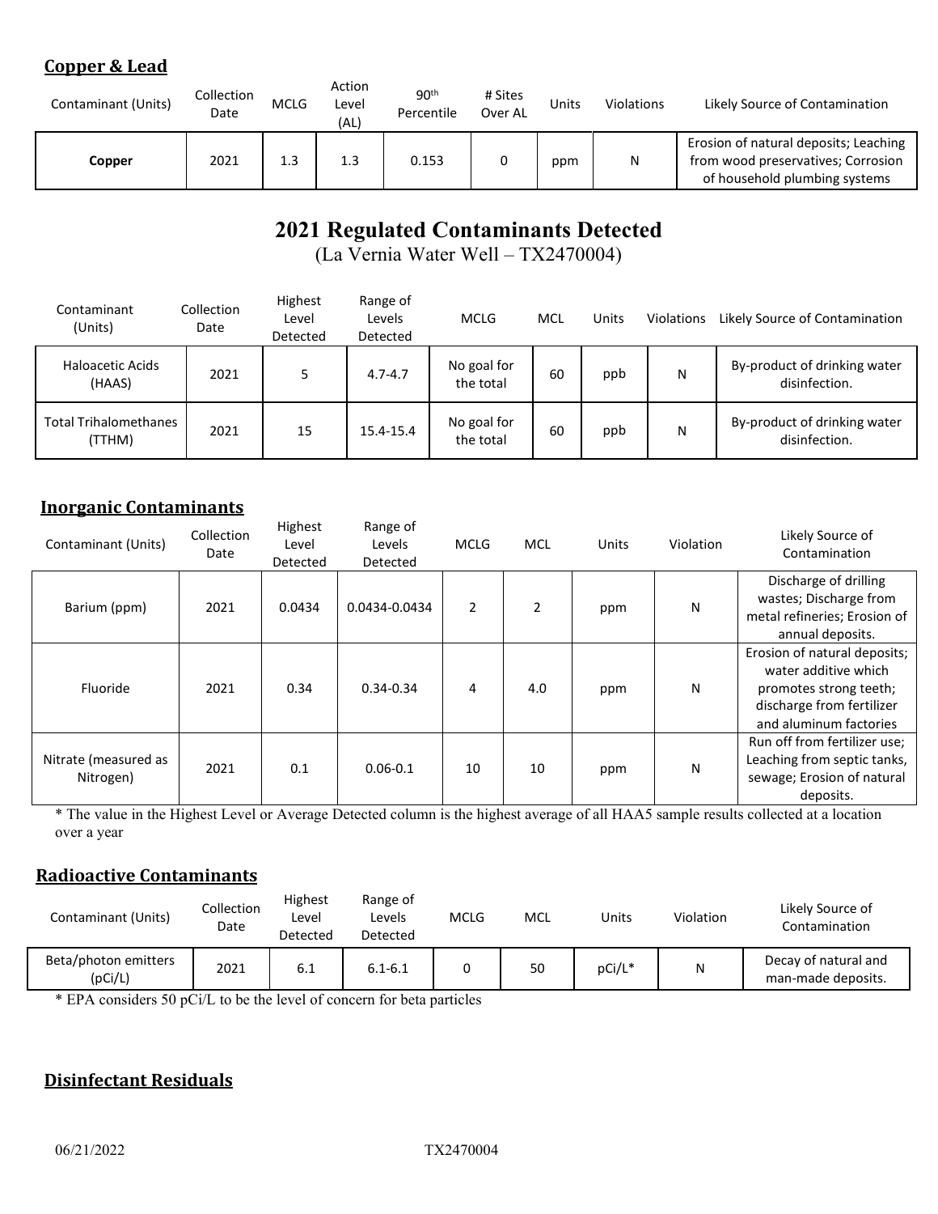### Copper & Lead

| Contaminant (Units) | Collection Date | MCLG | Action Level (AL) | 90th Percentile | # Sites Over AL | Units | Violations | Likely Source of Contamination |
|---|---|---|---|---|---|---|---|---|
| **Copper** | 2021 | 1.3 | 1.3 | 0.153 | 0 | ppm | N | Erosion of natural deposits; Leaching from wood preservatives; Corrosion of household plumbing systems |

## 2021 Regulated Contaminants Detected

(La Vernia Water Well – TX2470004)

| Contaminant (Units) | Collection Date | Highest Level Detected | Range of Levels Detected | MCLG | MCL | Units | Violations | Likely Source of Contamination |
|---|---|---|---|---|---|---|---|---|
| Haloacetic Acids (HAAS) | 2021 | 5 | 4.7-4.7 | No goal for the total | 60 | ppb | N | By-product of drinking water disinfection. |
| Total Trihalomethanes (TTHM) | 2021 | 15 | 15.4-15.4 | No goal for the total | 60 | ppb | N | By-product of drinking water disinfection. |

### Inorganic Contaminants

| Contaminant (Units) | Collection Date | Highest Level Detected | Range of Levels Detected | MCLG | MCL | Units | Violation | Likely Source of Contamination |
|---|---|---|---|---|---|---|---|---|
| Barium (ppm) | 2021 | 0.0434 | 0.0434-0.0434 | 2 | 2 | ppm | N | Discharge of drilling wastes; Discharge from metal refineries; Erosion of annual deposits. |
| Fluoride | 2021 | 0.34 | 0.34-0.34 | 4 | 4.0 | ppm | N | Erosion of natural deposits; water additive which promotes strong teeth; discharge from fertilizer and aluminum factories |
| Nitrate (measured as Nitrogen) | 2021 | 0.1 | 0.06-0.1 | 10 | 10 | ppm | N | Run off from fertilizer use; Leaching from septic tanks, sewage; Erosion of natural deposits. |

* The value in the Highest Level or Average Detected column is the highest average of all HAA5 sample results collected at a location over a year

### Radioactive Contaminants

| Contaminant (Units) | Collection Date | Highest Level Detected | Range of Levels Detected | MCLG | MCL | Units | Violation | Likely Source of Contamination |
|---|---|---|---|---|---|---|---|---|
| Beta/photon emitters (pCi/L) | 2021 | 6.1 | 6.1-6.1 | 0 | 50 | pCi/L* | N | Decay of natural and man-made deposits. |

* EPA considers 50 pCi/L to be the level of concern for beta particles

### Disinfectant Residuals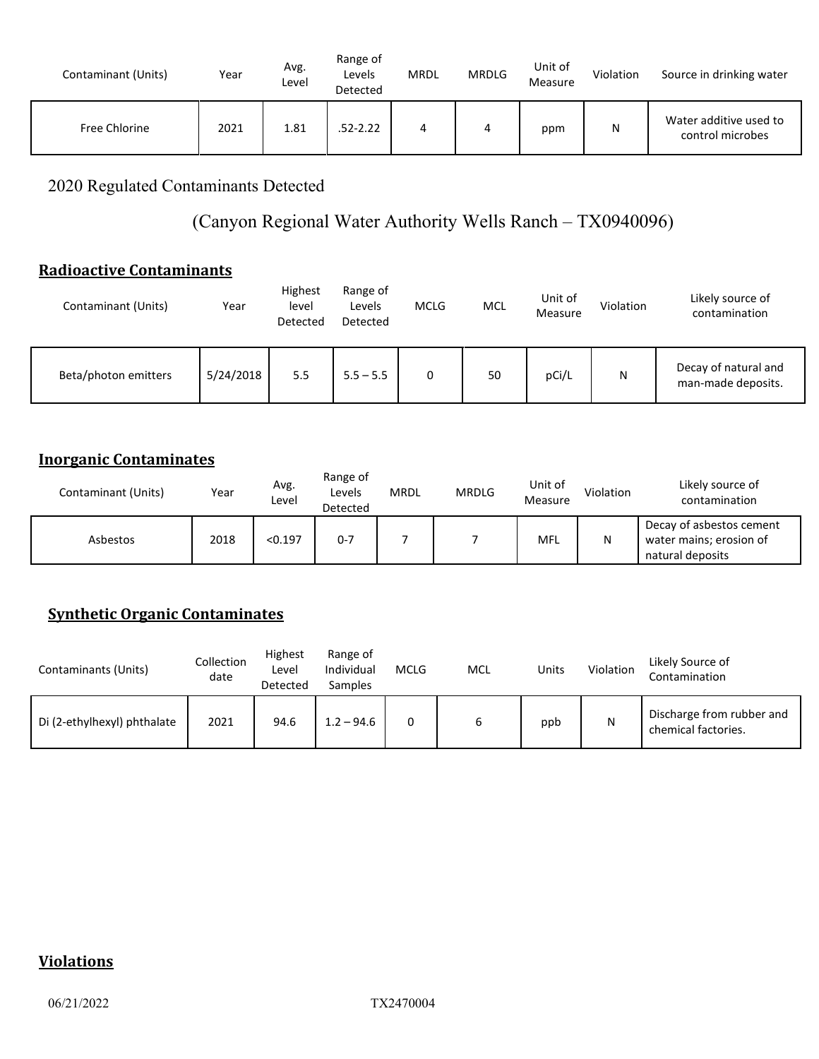| Contaminant (Units) | Year | Avg. Level | Range of Levels Detected | MRDL | MRDLG | Unit of Measure | Violation | Source in drinking water |
|---|---|---|---|---|---|---|---|---|
| Free Chlorine | 2021 | 1.81 | .52-2.22 | 4 | 4 | ppm | N | Water additive used to control microbes |

2020 Regulated Contaminants Detected

(Canyon Regional Water Authority Wells Ranch – TX0940096)

## Radioactive Contaminants

| Contaminant (Units) | Year | Highest level Detected | Range of Levels Detected | MCLG | MCL | Unit of Measure | Violation | Likely source of contamination |
|---|---|---|---|---|---|---|---|---|
| Beta/photon emitters | 5/24/2018 | 5.5 | 5.5 – 5.5 | 0 | 50 | pCi/L | N | Decay of natural and man-made deposits. |

## Inorganic Contaminates

| Contaminant (Units) | Year | Avg. Level | Range of Levels Detected | MRDL | MRDLG | Unit of Measure | Violation | Likely source of contamination |
|---|---|---|---|---|---|---|---|---|
| Asbestos | 2018 | <0.197 | 0-7 | 7 | 7 | MFL | N | Decay of asbestos cement water mains; erosion of natural deposits |

## Synthetic Organic Contaminates

| Contaminants (Units) | Collection date | Highest Level Detected | Range of Individual Samples | MCLG | MCL | Units | Violation | Likely Source of Contamination |
|---|---|---|---|---|---|---|---|---|
| Di (2-ethylhexyl) phthalate | 2021 | 94.6 | 1.2 – 94.6 | 0 | 6 | ppb | N | Discharge from rubber and chemical factories. |

## Violations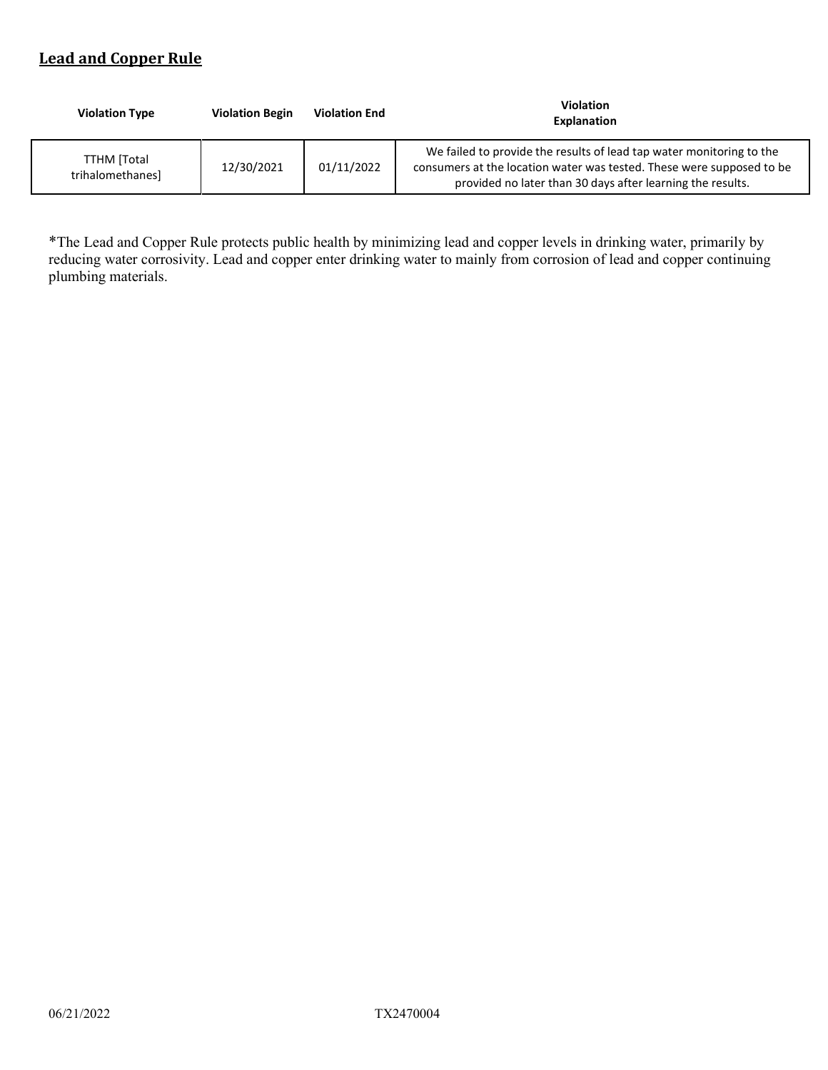## **Lead and Copper Rule**

| Violation Type | Violation Begin | Violation End | Violation Explanation |
|---|---|---|---|
| TTHM [Total trihalomethanes] | 12/30/2021 | 01/11/2022 | We failed to provide the results of lead tap water monitoring to the consumers at the location water was tested. These were supposed to be provided no later than 30 days after learning the results. |

*The Lead and Copper Rule protects public health by minimizing lead and copper levels in drinking water, primarily by reducing water corrosivity. Lead and copper enter drinking water to mainly from corrosion of lead and copper continuing plumbing materials.

06/21/2022 TX2470004